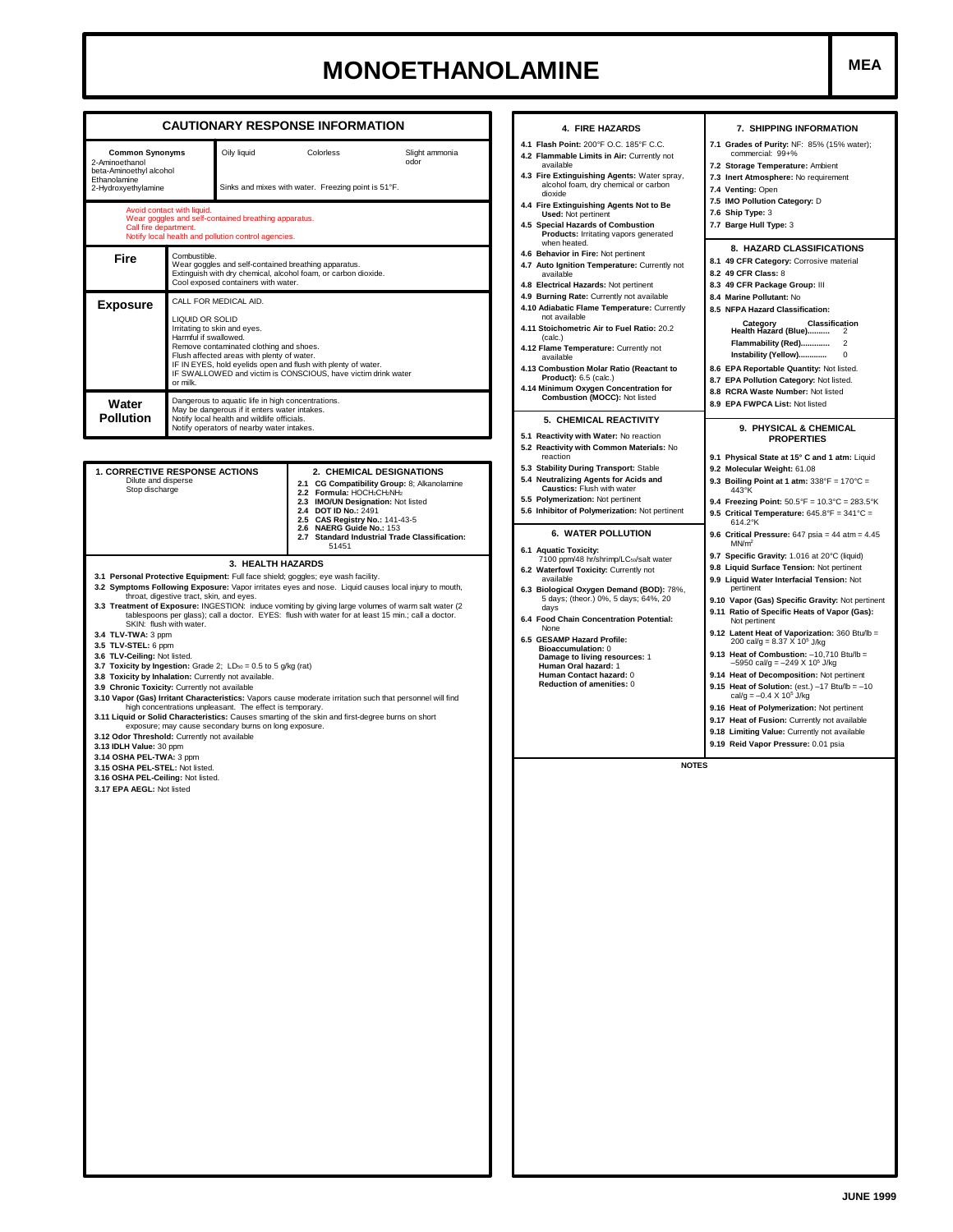# MONOETHANOLAMINE

**MEA**

## CAUTIONARY RESPONSE INFORMATION

| Common Synonyms | Oily liquid | Colorless | Slight ammonia odor |
|---|---|---|---|
| 2-Aminoethanol<br>beta-Aminoethyl alcohol<br>Ethanolamine<br>2-Hydroxyethylamine | Sinks and mixes with water. Freezing point is 51°F. | | |

Avoid contact with liquid.
Wear goggles and self-contained breathing apparatus.
Call fire department.
Notify local health and pollution control agencies.

| | |
|---|---|
| **Fire** | Combustible.<br>Wear goggles and self-contained breathing apparatus.<br>Extinguish with dry chemical, alcohol foam, or carbon dioxide.<br>Cool exposed containers with water. |
| **Exposure** | CALL FOR MEDICAL AID.<br><br>LIQUID OR SOLID<br>Irritating to skin and eyes.<br>Harmful if swallowed.<br>Remove contaminated clothing and shoes.<br>Flush affected areas with plenty of water.<br>IF IN EYES, hold eyelids open and flush with plenty of water.<br>IF SWALLOWED and victim is CONSCIOUS, have victim drink water or milk. |
| **Water Pollution** | Dangerous to aquatic life in high concentrations.<br>May be dangerous if it enters water intakes.<br>Notify local health and wildlife officials.<br>Notify operators of nearby water intakes. |

### 1. CORRECTIVE RESPONSE ACTIONS

Dilute and disperse
Stop discharge

### 2. CHEMICAL DESIGNATIONS

- **2.1 CG Compatibility Group:** 8; Alkanolamine
- **2.2 Formula:** $HOCH_2CH_2NH_2$
- **2.3 IMO/UN Designation:** Not listed
- **2.4 DOT ID No.:** 2491
- **2.5 CAS Registry No.:** 141-43-5
- **2.6 NAERG Guide No.:** 153
- **2.7 Standard Industrial Trade Classification:** 51451

### 3. HEALTH HAZARDS

- **3.1 Personal Protective Equipment:** Full face shield; goggles; eye wash facility.
- **3.2 Symptoms Following Exposure:** Vapor irritates eyes and nose. Liquid causes local injury to mouth, throat, digestive tract, skin, and eyes.
- **3.3 Treatment of Exposure:** INGESTION: induce vomiting by giving large volumes of warm salt water (2 tablespoons per glass); call a doctor. EYES: flush with water for at least 15 min.; call a doctor. SKIN: flush with water.
- **3.4 TLV-TWA:** 3 ppm
- **3.5 TLV-STEL:** 6 ppm
- **3.6 TLV-Ceiling:** Not listed.
- **3.7 Toxicity by Ingestion:** Grade 2; $LD_{50}$ = 0.5 to 5 g/kg (rat)
- **3.8 Toxicity by Inhalation:** Currently not available.
- **3.9 Chronic Toxicity:** Currently not available
- **3.10 Vapor (Gas) Irritant Characteristics:** Vapors cause moderate irritation such that personnel will find high concentrations unpleasant. The effect is temporary.
- **3.11 Liquid or Solid Characteristics:** Causes smarting of the skin and first-degree burns on short exposure; may cause secondary burns on long exposure.
- **3.12 Odor Threshold:** Currently not available
- **3.13 IDLH Value:** 30 ppm
- **3.14 OSHA PEL-TWA:** 3 ppm
- **3.15 OSHA PEL-STEL:** Not listed.
- **3.16 OSHA PEL-Ceiling:** Not listed.
- **3.17 EPA AEGL:** Not listed

### 4. FIRE HAZARDS

- **4.1 Flash Point:** 200°F O.C. 185°F C.C.
- **4.2 Flammable Limits in Air:** Currently not available
- **4.3 Fire Extinguishing Agents:** Water spray, alcohol foam, dry chemical or carbon dioxide
- **4.4 Fire Extinguishing Agents Not to Be Used:** Not pertinent
- **4.5 Special Hazards of Combustion Products:** Irritating vapors generated when heated.
- **4.6 Behavior in Fire:** Not pertinent
- **4.7 Auto Ignition Temperature:** Currently not available
- **4.8 Electrical Hazards:** Not pertinent
- **4.9 Burning Rate:** Currently not available
- **4.10 Adiabatic Flame Temperature:** Currently not available
- **4.11 Stoichometric Air to Fuel Ratio:** 20.2 (calc.)
- **4.12 Flame Temperature:** Currently not available
- **4.13 Combustion Molar Ratio (Reactant to Product):** 6.5 (calc.)
- **4.14 Minimum Oxygen Concentration for Combustion (MOCC):** Not listed

### 5. CHEMICAL REACTIVITY

- **5.1 Reactivity with Water:** No reaction
- **5.2 Reactivity with Common Materials:** No reaction
- **5.3 Stability During Transport:** Stable
- **5.4 Neutralizing Agents for Acids and Caustics:** Flush with water
- **5.5 Polymerization:** Not pertinent
- **5.6 Inhibitor of Polymerization:** Not pertinent

### 6. WATER POLLUTION

- **6.1 Aquatic Toxicity:** 7100 ppm/48 hr/shrimp/$LC_{50}$/salt water
- **6.2 Waterfowl Toxicity:** Currently not available
- **6.3 Biological Oxygen Demand (BOD):** 78%, 5 days; (theor.) 0%, 5 days; 64%, 20 days
- **6.4 Food Chain Concentration Potential:** None
- **6.5 GESAMP Hazard Profile:**
  - **Bioaccumulation:** 0
  - **Damage to living resources:** 1
  - **Human Oral hazard:** 1
  - **Human Contact hazard:** 0
  - **Reduction of amenities:** 0

### 7. SHIPPING INFORMATION

- **7.1 Grades of Purity:** NF: 85% (15% water); commercial: 99+%
- **7.2 Storage Temperature:** Ambient
- **7.3 Inert Atmosphere:** No requirement
- **7.4 Venting:** Open
- **7.5 IMO Pollution Category:** D
- **7.6 Ship Type:** 3
- **7.7 Barge Hull Type:** 3

### 8. HAZARD CLASSIFICATIONS

- **8.1 49 CFR Category:** Corrosive material
- **8.2 49 CFR Class:** 8
- **8.3 49 CFR Package Group:** III
- **8.4 Marine Pollutant:** No
- **8.5 NFPA Hazard Classification:**

| Category | Classification |
|---|---|
| Health Hazard (Blue).......... | 2 |
| Flammability (Red)............ | 2 |
| Instability (Yellow)............ | 0 |

- **8.6 EPA Reportable Quantity:** Not listed.
- **8.7 EPA Pollution Category:** Not listed.
- **8.8 RCRA Waste Number:** Not listed
- **8.9 EPA FWPCA List:** Not listed

### 9. PHYSICAL & CHEMICAL PROPERTIES

- **9.1 Physical State at 15° C and 1 atm:** Liquid
- **9.2 Molecular Weight:** 61.08
- **9.3 Boiling Point at 1 atm:** 338°F = 170°C = 443°K
- **9.4 Freezing Point:** 50.5°F = 10.3°C = 283.5°K
- **9.5 Critical Temperature:** 645.8°F = 341°C = 614.2°K
- **9.6 Critical Pressure:** 647 psia = 44 atm = 4.45 $MN/m^2$
- **9.7 Specific Gravity:** 1.016 at 20°C (liquid)
- **9.8 Liquid Surface Tension:** Not pertinent
- **9.9 Liquid Water Interfacial Tension:** Not pertinent
- **9.10 Vapor (Gas) Specific Gravity:** Not pertinent
- **9.11 Ratio of Specific Heats of Vapor (Gas):** Not pertinent
- **9.12 Latent Heat of Vaporization:** 360 Btu/lb = 200 cal/g = 8.37 X $10^5$ J/kg
- **9.13 Heat of Combustion:** –10,710 Btu/lb = –5950 cal/g = –249 X $10^5$ J/kg
- **9.14 Heat of Decomposition:** Not pertinent
- **9.15 Heat of Solution:** (est.) –17 Btu/lb = –10 cal/g = –0.4 X $10^5$ J/kg
- **9.16 Heat of Polymerization:** Not pertinent
- **9.17 Heat of Fusion:** Currently not available
- **9.18 Limiting Value:** Currently not available
- **9.19 Reid Vapor Pressure:** 0.01 psia

### NOTES

JUNE 1999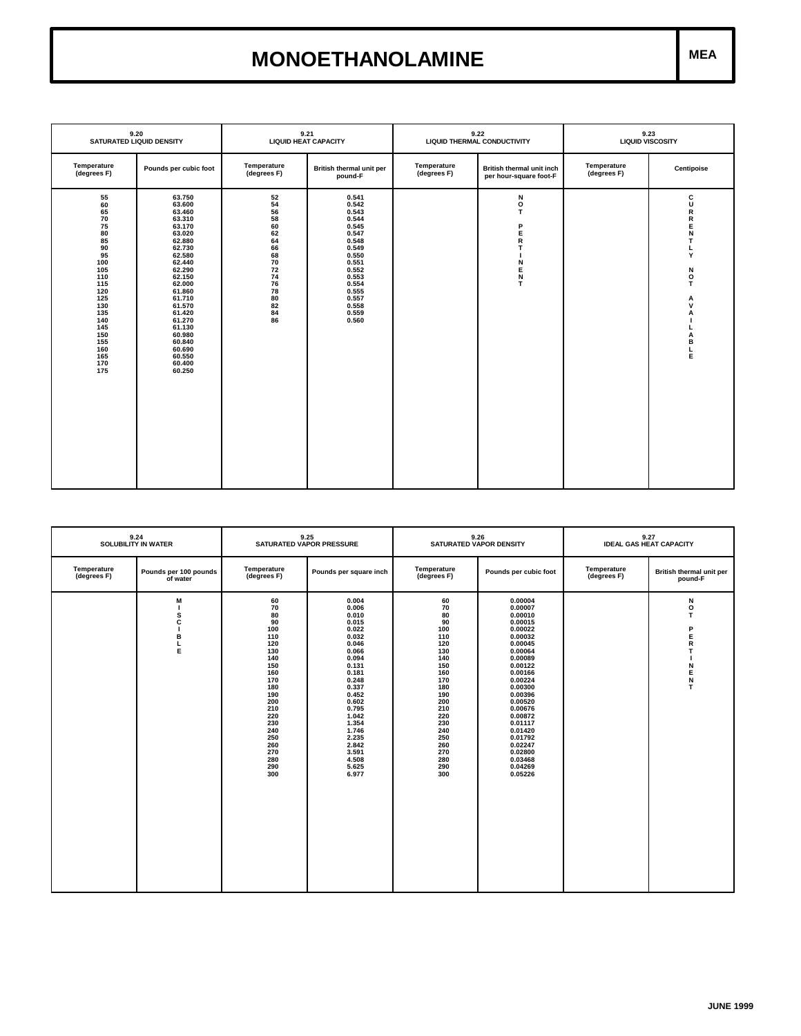# MONOETHANOLAMINE

MEA

| 9.20 SATURATED LIQUID DENSITY | | 9.21 LIQUID HEAT CAPACITY | | 9.22 LIQUID THERMAL CONDUCTIVITY | | 9.23 LIQUID VISCOSITY | |
|---|---|---|---|---|---|---|---|
| Temperature (degrees F) | Pounds per cubic foot | Temperature (degrees F) | British thermal unit per pound-F | Temperature (degrees F) | British thermal unit inch per hour-square foot-F | Temperature (degrees F) | Centipoise |
| 55 | 63.750 | 52 | 0.541 | | NOT PERTINENT | | CURRENTLY NOT AVAILABLE |
| 60 | 63.600 | 54 | 0.542 | | | | |
| 65 | 63.460 | 56 | 0.543 | | | | |
| 70 | 63.310 | 58 | 0.544 | | | | |
| 75 | 63.170 | 60 | 0.545 | | | | |
| 80 | 63.020 | 62 | 0.547 | | | | |
| 85 | 62.880 | 64 | 0.548 | | | | |
| 90 | 62.730 | 66 | 0.549 | | | | |
| 95 | 62.580 | 68 | 0.550 | | | | |
| 100 | 62.440 | 70 | 0.551 | | | | |
| 105 | 62.290 | 72 | 0.552 | | | | |
| 110 | 62.150 | 74 | 0.553 | | | | |
| 115 | 62.000 | 76 | 0.554 | | | | |
| 120 | 61.860 | 78 | 0.555 | | | | |
| 125 | 61.710 | 80 | 0.557 | | | | |
| 130 | 61.570 | 82 | 0.558 | | | | |
| 135 | 61.420 | 84 | 0.559 | | | | |
| 140 | 61.270 | 86 | 0.560 | | | | |
| 145 | 61.130 | | | | | | |
| 150 | 60.980 | | | | | | |
| 155 | 60.840 | | | | | | |
| 160 | 60.690 | | | | | | |
| 165 | 60.550 | | | | | | |
| 170 | 60.400 | | | | | | |
| 175 | 60.250 | | | | | | |

| 9.24 SOLUBILITY IN WATER | | 9.25 SATURATED VAPOR PRESSURE | | 9.26 SATURATED VAPOR DENSITY | | 9.27 IDEAL GAS HEAT CAPACITY | |
|---|---|---|---|---|---|---|---|
| Temperature (degrees F) | Pounds per 100 pounds of water | Temperature (degrees F) | Pounds per square inch | Temperature (degrees F) | Pounds per cubic foot | Temperature (degrees F) | British thermal unit per pound-F |
| | MISCIBLE | 60 | 0.004 | 60 | 0.00004 | | NOT PERTINENT |
| | | 70 | 0.006 | 70 | 0.00007 | | |
| | | 80 | 0.010 | 80 | 0.00010 | | |
| | | 90 | 0.015 | 90 | 0.00015 | | |
| | | 100 | 0.022 | 100 | 0.00022 | | |
| | | 110 | 0.032 | 110 | 0.00032 | | |
| | | 120 | 0.046 | 120 | 0.00045 | | |
| | | 130 | 0.066 | 130 | 0.00064 | | |
| | | 140 | 0.094 | 140 | 0.00089 | | |
| | | 150 | 0.131 | 150 | 0.00122 | | |
| | | 160 | 0.181 | 160 | 0.00166 | | |
| | | 170 | 0.248 | 170 | 0.00224 | | |
| | | 180 | 0.337 | 180 | 0.00300 | | |
| | | 190 | 0.452 | 190 | 0.00396 | | |
| | | 200 | 0.602 | 200 | 0.00520 | | |
| | | 210 | 0.795 | 210 | 0.00676 | | |
| | | 220 | 1.042 | 220 | 0.00872 | | |
| | | 230 | 1.354 | 230 | 0.01117 | | |
| | | 240 | 1.746 | 240 | 0.01420 | | |
| | | 250 | 2.235 | 250 | 0.01792 | | |
| | | 260 | 2.842 | 260 | 0.02247 | | |
| | | 270 | 3.591 | 270 | 0.02800 | | |
| | | 280 | 4.508 | 280 | 0.03468 | | |
| | | 290 | 5.625 | 290 | 0.04269 | | |
| | | 300 | 6.977 | 300 | 0.05226 | | |

JUNE 1999